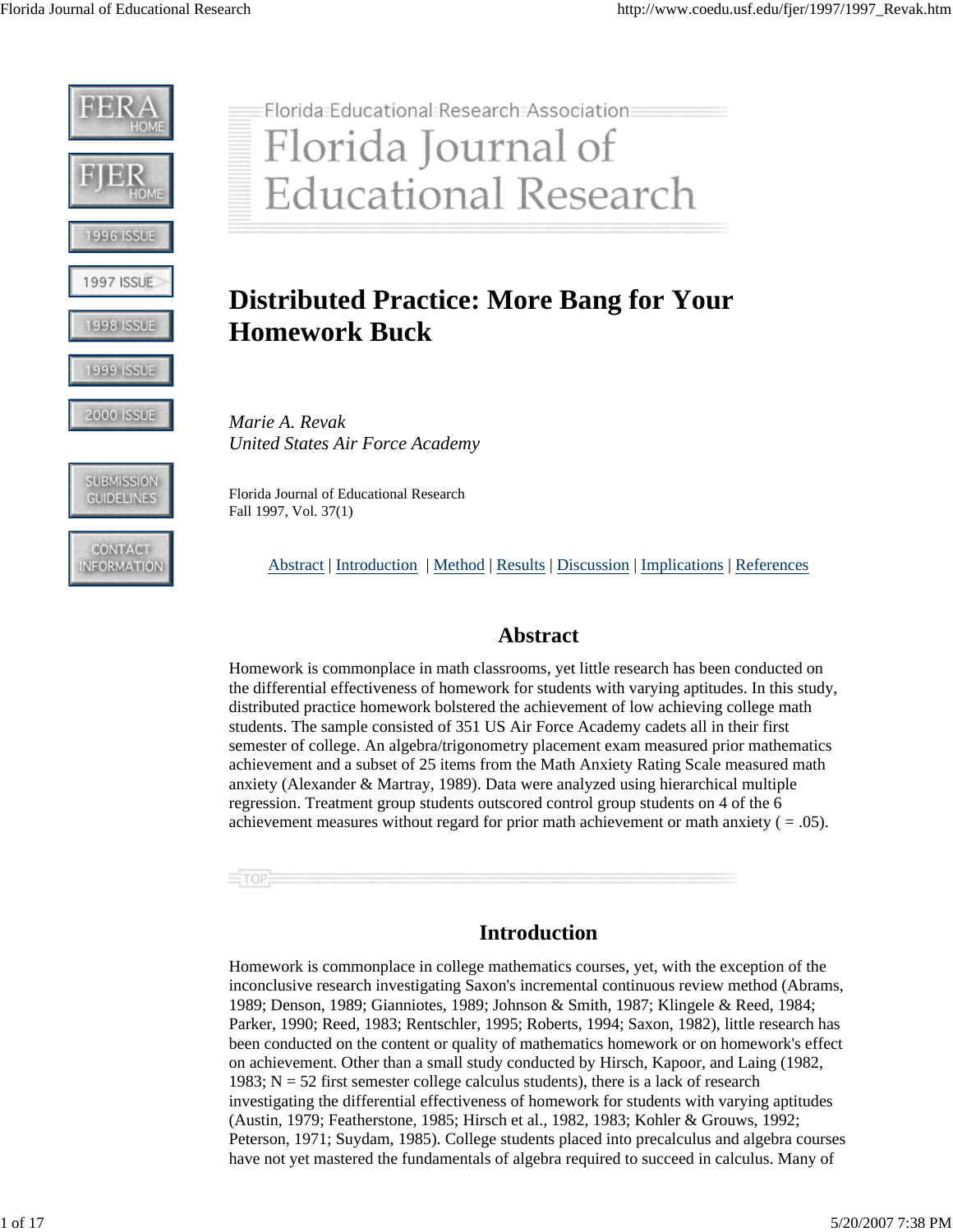# Distributed Practice: More Bang for Your Homework Buck

*Marie A. Revak*
*United States Air Force Academy*

Florida Journal of Educational Research
Fall 1997, Vol. 37(1)

Abstract | Introduction | Method | Results | Discussion | Implications | References

## Abstract

Homework is commonplace in math classrooms, yet little research has been conducted on the differential effectiveness of homework for students with varying aptitudes. In this study, distributed practice homework bolstered the achievement of low achieving college math students. The sample consisted of 351 US Air Force Academy cadets all in their first semester of college. An algebra/trigonometry placement exam measured prior mathematics achievement and a subset of 25 items from the Math Anxiety Rating Scale measured math anxiety (Alexander & Martray, 1989). Data were analyzed using hierarchical multiple regression. Treatment group students outscored control group students on 4 of the 6 achievement measures without regard for prior math achievement or math anxiety ( = .05).

## Introduction

Homework is commonplace in college mathematics courses, yet, with the exception of the inconclusive research investigating Saxon's incremental continuous review method (Abrams, 1989; Denson, 1989; Gianniotes, 1989; Johnson & Smith, 1987; Klingele & Reed, 1984; Parker, 1990; Reed, 1983; Rentschler, 1995; Roberts, 1994; Saxon, 1982), little research has been conducted on the content or quality of mathematics homework or on homework's effect on achievement. Other than a small study conducted by Hirsch, Kapoor, and Laing (1982, 1983; N = 52 first semester college calculus students), there is a lack of research investigating the differential effectiveness of homework for students with varying aptitudes (Austin, 1979; Featherstone, 1985; Hirsch et al., 1982, 1983; Kohler & Grouws, 1992; Peterson, 1971; Suydam, 1985). College students placed into precalculus and algebra courses have not yet mastered the fundamentals of algebra required to succeed in calculus. Many of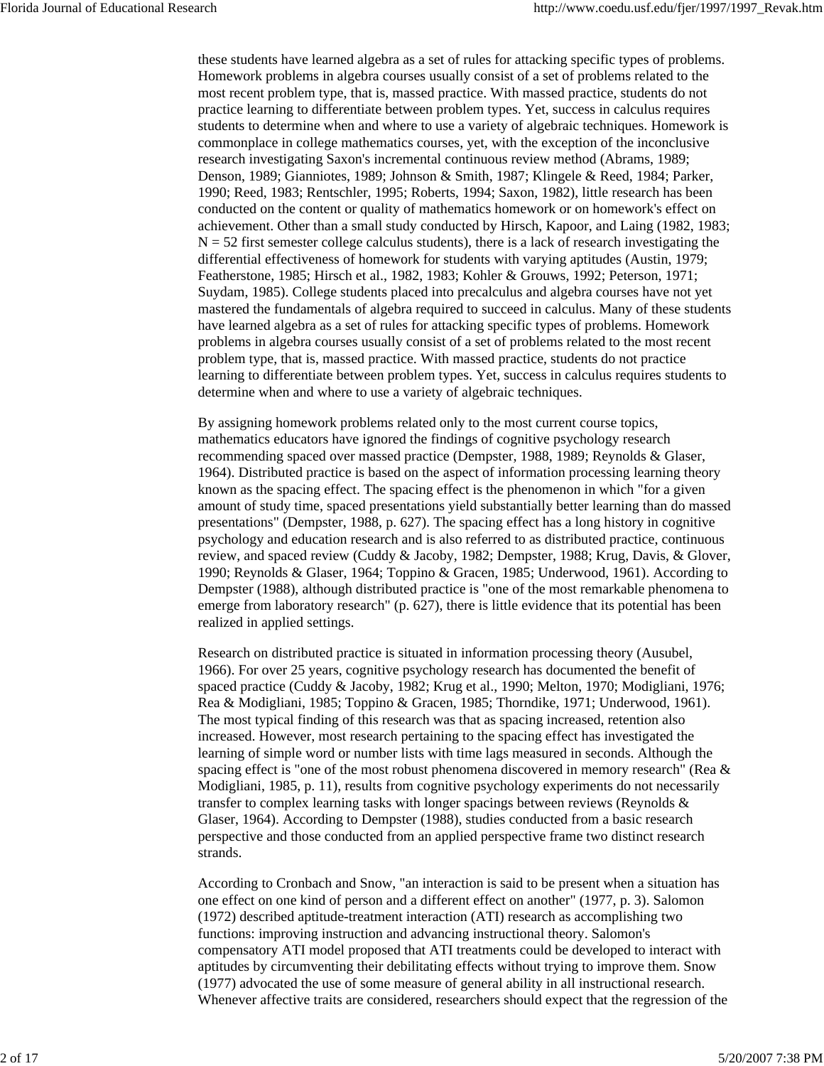these students have learned algebra as a set of rules for attacking specific types of problems. Homework problems in algebra courses usually consist of a set of problems related to the most recent problem type, that is, massed practice. With massed practice, students do not practice learning to differentiate between problem types. Yet, success in calculus requires students to determine when and where to use a variety of algebraic techniques. Homework is commonplace in college mathematics courses, yet, with the exception of the inconclusive research investigating Saxon's incremental continuous review method (Abrams, 1989; Denson, 1989; Gianniotes, 1989; Johnson & Smith, 1987; Klingele & Reed, 1984; Parker, 1990; Reed, 1983; Rentschler, 1995; Roberts, 1994; Saxon, 1982), little research has been conducted on the content or quality of mathematics homework or on homework's effect on achievement. Other than a small study conducted by Hirsch, Kapoor, and Laing (1982, 1983; N = 52 first semester college calculus students), there is a lack of research investigating the differential effectiveness of homework for students with varying aptitudes (Austin, 1979; Featherstone, 1985; Hirsch et al., 1982, 1983; Kohler & Grouws, 1992; Peterson, 1971; Suydam, 1985). College students placed into precalculus and algebra courses have not yet mastered the fundamentals of algebra required to succeed in calculus. Many of these students have learned algebra as a set of rules for attacking specific types of problems. Homework problems in algebra courses usually consist of a set of problems related to the most recent problem type, that is, massed practice. With massed practice, students do not practice learning to differentiate between problem types. Yet, success in calculus requires students to determine when and where to use a variety of algebraic techniques.

By assigning homework problems related only to the most current course topics, mathematics educators have ignored the findings of cognitive psychology research recommending spaced over massed practice (Dempster, 1988, 1989; Reynolds & Glaser, 1964). Distributed practice is based on the aspect of information processing learning theory known as the spacing effect. The spacing effect is the phenomenon in which "for a given amount of study time, spaced presentations yield substantially better learning than do massed presentations" (Dempster, 1988, p. 627). The spacing effect has a long history in cognitive psychology and education research and is also referred to as distributed practice, continuous review, and spaced review (Cuddy & Jacoby, 1982; Dempster, 1988; Krug, Davis, & Glover, 1990; Reynolds & Glaser, 1964; Toppino & Gracen, 1985; Underwood, 1961). According to Dempster (1988), although distributed practice is "one of the most remarkable phenomena to emerge from laboratory research" (p. 627), there is little evidence that its potential has been realized in applied settings.

Research on distributed practice is situated in information processing theory (Ausubel, 1966). For over 25 years, cognitive psychology research has documented the benefit of spaced practice (Cuddy & Jacoby, 1982; Krug et al., 1990; Melton, 1970; Modigliani, 1976; Rea & Modigliani, 1985; Toppino & Gracen, 1985; Thorndike, 1971; Underwood, 1961). The most typical finding of this research was that as spacing increased, retention also increased. However, most research pertaining to the spacing effect has investigated the learning of simple word or number lists with time lags measured in seconds. Although the spacing effect is "one of the most robust phenomena discovered in memory research" (Rea & Modigliani, 1985, p. 11), results from cognitive psychology experiments do not necessarily transfer to complex learning tasks with longer spacings between reviews (Reynolds & Glaser, 1964). According to Dempster (1988), studies conducted from a basic research perspective and those conducted from an applied perspective frame two distinct research strands.

According to Cronbach and Snow, "an interaction is said to be present when a situation has one effect on one kind of person and a different effect on another" (1977, p. 3). Salomon (1972) described aptitude-treatment interaction (ATI) research as accomplishing two functions: improving instruction and advancing instructional theory. Salomon's compensatory ATI model proposed that ATI treatments could be developed to interact with aptitudes by circumventing their debilitating effects without trying to improve them. Snow (1977) advocated the use of some measure of general ability in all instructional research. Whenever affective traits are considered, researchers should expect that the regression of the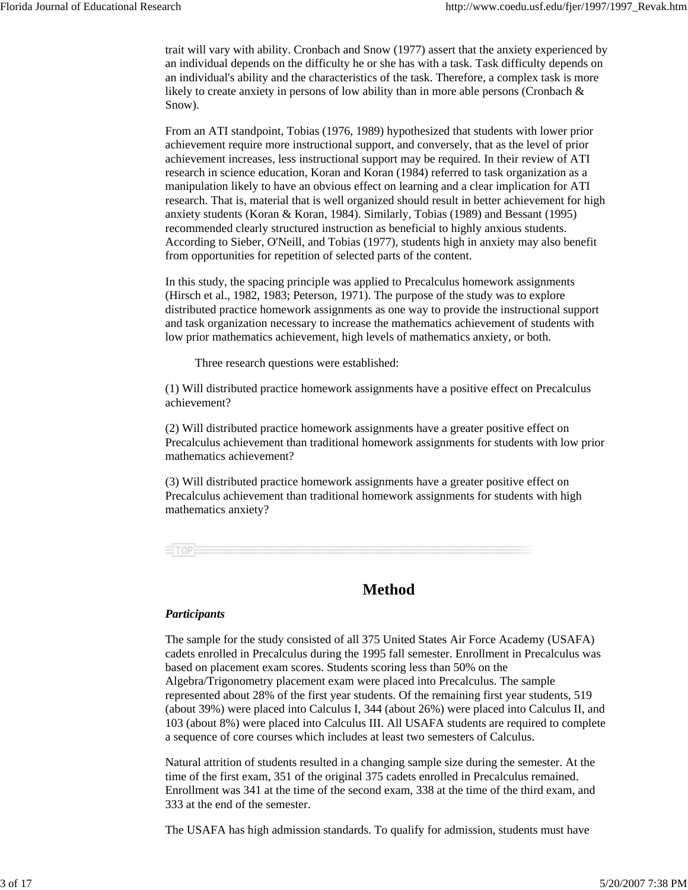trait will vary with ability. Cronbach and Snow (1977) assert that the anxiety experienced by an individual depends on the difficulty he or she has with a task. Task difficulty depends on an individual's ability and the characteristics of the task. Therefore, a complex task is more likely to create anxiety in persons of low ability than in more able persons (Cronbach & Snow).

From an ATI standpoint, Tobias (1976, 1989) hypothesized that students with lower prior achievement require more instructional support, and conversely, that as the level of prior achievement increases, less instructional support may be required. In their review of ATI research in science education, Koran and Koran (1984) referred to task organization as a manipulation likely to have an obvious effect on learning and a clear implication for ATI research. That is, material that is well organized should result in better achievement for high anxiety students (Koran & Koran, 1984). Similarly, Tobias (1989) and Bessant (1995) recommended clearly structured instruction as beneficial to highly anxious students. According to Sieber, O'Neill, and Tobias (1977), students high in anxiety may also benefit from opportunities for repetition of selected parts of the content.

In this study, the spacing principle was applied to Precalculus homework assignments (Hirsch et al., 1982, 1983; Peterson, 1971). The purpose of the study was to explore distributed practice homework assignments as one way to provide the instructional support and task organization necessary to increase the mathematics achievement of students with low prior mathematics achievement, high levels of mathematics anxiety, or both.

Three research questions were established:

(1) Will distributed practice homework assignments have a positive effect on Precalculus achievement?

(2) Will distributed practice homework assignments have a greater positive effect on Precalculus achievement than traditional homework assignments for students with low prior mathematics achievement?

(3) Will distributed practice homework assignments have a greater positive effect on Precalculus achievement than traditional homework assignments for students with high mathematics anxiety?

## Method

### *Participants*

The sample for the study consisted of all 375 United States Air Force Academy (USAFA) cadets enrolled in Precalculus during the 1995 fall semester. Enrollment in Precalculus was based on placement exam scores. Students scoring less than 50% on the Algebra/Trigonometry placement exam were placed into Precalculus. The sample represented about 28% of the first year students. Of the remaining first year students, 519 (about 39%) were placed into Calculus I, 344 (about 26%) were placed into Calculus II, and 103 (about 8%) were placed into Calculus III. All USAFA students are required to complete a sequence of core courses which includes at least two semesters of Calculus.

Natural attrition of students resulted in a changing sample size during the semester. At the time of the first exam, 351 of the original 375 cadets enrolled in Precalculus remained. Enrollment was 341 at the time of the second exam, 338 at the time of the third exam, and 333 at the end of the semester.

The USAFA has high admission standards. To qualify for admission, students must have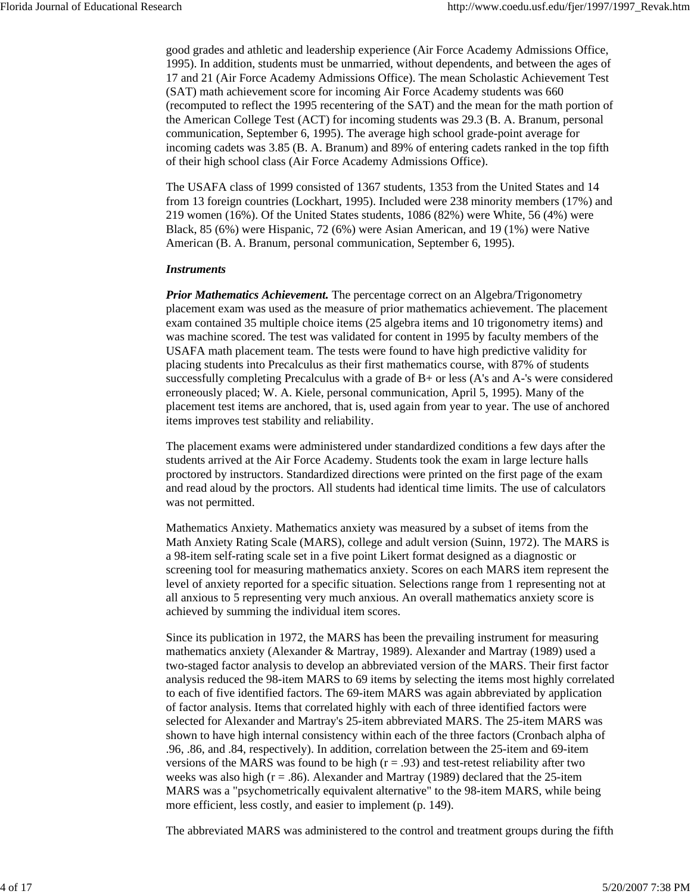good grades and athletic and leadership experience (Air Force Academy Admissions Office, 1995). In addition, students must be unmarried, without dependents, and between the ages of 17 and 21 (Air Force Academy Admissions Office). The mean Scholastic Achievement Test (SAT) math achievement score for incoming Air Force Academy students was 660 (recomputed to reflect the 1995 recentering of the SAT) and the mean for the math portion of the American College Test (ACT) for incoming students was 29.3 (B. A. Branum, personal communication, September 6, 1995). The average high school grade-point average for incoming cadets was 3.85 (B. A. Branum) and 89% of entering cadets ranked in the top fifth of their high school class (Air Force Academy Admissions Office).

The USAFA class of 1999 consisted of 1367 students, 1353 from the United States and 14 from 13 foreign countries (Lockhart, 1995). Included were 238 minority members (17%) and 219 women (16%). Of the United States students, 1086 (82%) were White, 56 (4%) were Black, 85 (6%) were Hispanic, 72 (6%) were Asian American, and 19 (1%) were Native American (B. A. Branum, personal communication, September 6, 1995).

***Instruments***

***Prior Mathematics Achievement.*** The percentage correct on an Algebra/Trigonometry placement exam was used as the measure of prior mathematics achievement. The placement exam contained 35 multiple choice items (25 algebra items and 10 trigonometry items) and was machine scored. The test was validated for content in 1995 by faculty members of the USAFA math placement team. The tests were found to have high predictive validity for placing students into Precalculus as their first mathematics course, with 87% of students successfully completing Precalculus with a grade of B+ or less (A's and A-'s were considered erroneously placed; W. A. Kiele, personal communication, April 5, 1995). Many of the placement test items are anchored, that is, used again from year to year. The use of anchored items improves test stability and reliability.

The placement exams were administered under standardized conditions a few days after the students arrived at the Air Force Academy. Students took the exam in large lecture halls proctored by instructors. Standardized directions were printed on the first page of the exam and read aloud by the proctors. All students had identical time limits. The use of calculators was not permitted.

Mathematics Anxiety. Mathematics anxiety was measured by a subset of items from the Math Anxiety Rating Scale (MARS), college and adult version (Suinn, 1972). The MARS is a 98-item self-rating scale set in a five point Likert format designed as a diagnostic or screening tool for measuring mathematics anxiety. Scores on each MARS item represent the level of anxiety reported for a specific situation. Selections range from 1 representing not at all anxious to 5 representing very much anxious. An overall mathematics anxiety score is achieved by summing the individual item scores.

Since its publication in 1972, the MARS has been the prevailing instrument for measuring mathematics anxiety (Alexander & Martray, 1989). Alexander and Martray (1989) used a two-staged factor analysis to develop an abbreviated version of the MARS. Their first factor analysis reduced the 98-item MARS to 69 items by selecting the items most highly correlated to each of five identified factors. The 69-item MARS was again abbreviated by application of factor analysis. Items that correlated highly with each of three identified factors were selected for Alexander and Martray's 25-item abbreviated MARS. The 25-item MARS was shown to have high internal consistency within each of the three factors (Cronbach alpha of .96, .86, and .84, respectively). In addition, correlation between the 25-item and 69-item versions of the MARS was found to be high ($r = .93$) and test-retest reliability after two weeks was also high ($r = .86$). Alexander and Martray (1989) declared that the 25-item MARS was a "psychometrically equivalent alternative" to the 98-item MARS, while being more efficient, less costly, and easier to implement (p. 149).

The abbreviated MARS was administered to the control and treatment groups during the fifth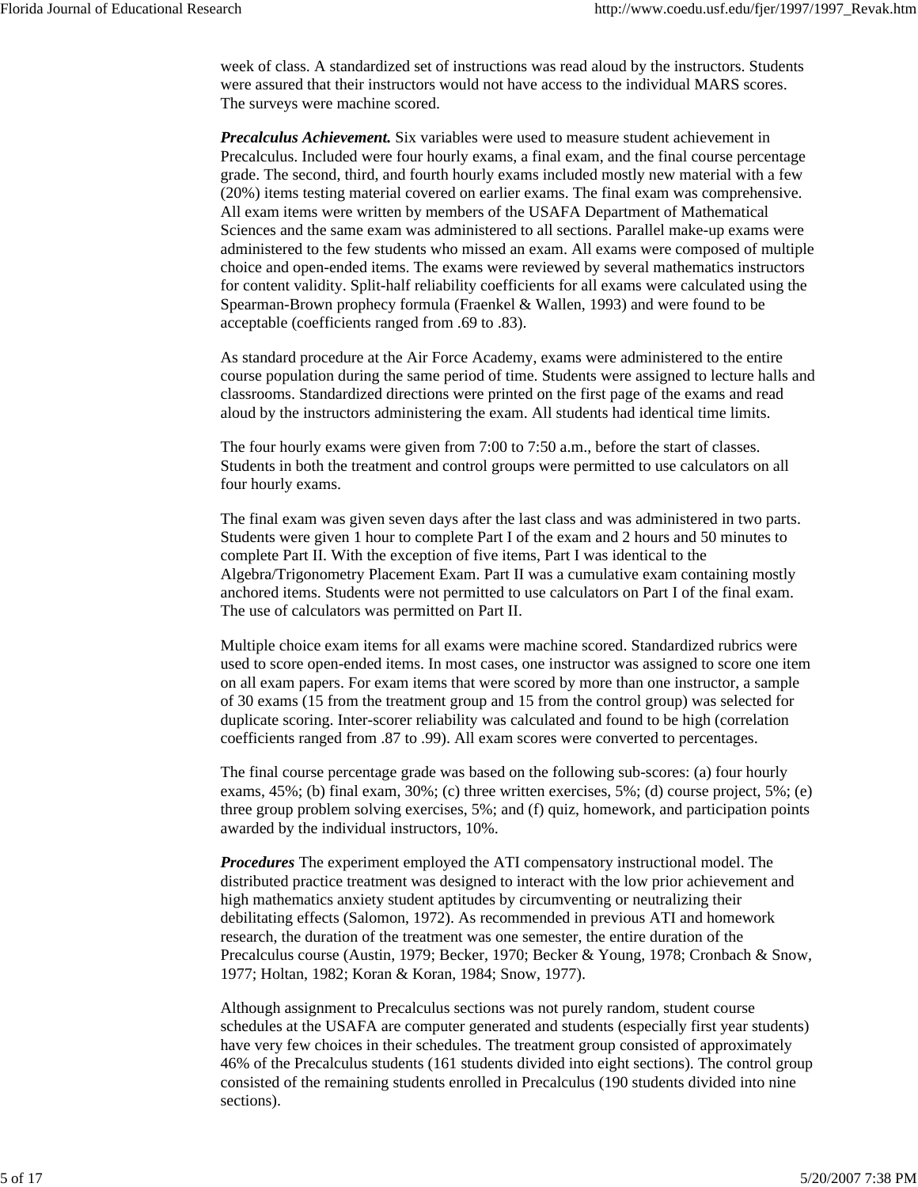week of class. A standardized set of instructions was read aloud by the instructors. Students were assured that their instructors would not have access to the individual MARS scores. The surveys were machine scored.

***Precalculus Achievement.*** Six variables were used to measure student achievement in Precalculus. Included were four hourly exams, a final exam, and the final course percentage grade. The second, third, and fourth hourly exams included mostly new material with a few (20%) items testing material covered on earlier exams. The final exam was comprehensive. All exam items were written by members of the USAFA Department of Mathematical Sciences and the same exam was administered to all sections. Parallel make-up exams were administered to the few students who missed an exam. All exams were composed of multiple choice and open-ended items. The exams were reviewed by several mathematics instructors for content validity. Split-half reliability coefficients for all exams were calculated using the Spearman-Brown prophecy formula (Fraenkel & Wallen, 1993) and were found to be acceptable (coefficients ranged from .69 to .83).

As standard procedure at the Air Force Academy, exams were administered to the entire course population during the same period of time. Students were assigned to lecture halls and classrooms. Standardized directions were printed on the first page of the exams and read aloud by the instructors administering the exam. All students had identical time limits.

The four hourly exams were given from 7:00 to 7:50 a.m., before the start of classes. Students in both the treatment and control groups were permitted to use calculators on all four hourly exams.

The final exam was given seven days after the last class and was administered in two parts. Students were given 1 hour to complete Part I of the exam and 2 hours and 50 minutes to complete Part II. With the exception of five items, Part I was identical to the Algebra/Trigonometry Placement Exam. Part II was a cumulative exam containing mostly anchored items. Students were not permitted to use calculators on Part I of the final exam. The use of calculators was permitted on Part II.

Multiple choice exam items for all exams were machine scored. Standardized rubrics were used to score open-ended items. In most cases, one instructor was assigned to score one item on all exam papers. For exam items that were scored by more than one instructor, a sample of 30 exams (15 from the treatment group and 15 from the control group) was selected for duplicate scoring. Inter-scorer reliability was calculated and found to be high (correlation coefficients ranged from .87 to .99). All exam scores were converted to percentages.

The final course percentage grade was based on the following sub-scores: (a) four hourly exams, 45%; (b) final exam, 30%; (c) three written exercises, 5%; (d) course project, 5%; (e) three group problem solving exercises, 5%; and (f) quiz, homework, and participation points awarded by the individual instructors, 10%.

***Procedures*** The experiment employed the ATI compensatory instructional model. The distributed practice treatment was designed to interact with the low prior achievement and high mathematics anxiety student aptitudes by circumventing or neutralizing their debilitating effects (Salomon, 1972). As recommended in previous ATI and homework research, the duration of the treatment was one semester, the entire duration of the Precalculus course (Austin, 1979; Becker, 1970; Becker & Young, 1978; Cronbach & Snow, 1977; Holtan, 1982; Koran & Koran, 1984; Snow, 1977).

Although assignment to Precalculus sections was not purely random, student course schedules at the USAFA are computer generated and students (especially first year students) have very few choices in their schedules. The treatment group consisted of approximately 46% of the Precalculus students (161 students divided into eight sections). The control group consisted of the remaining students enrolled in Precalculus (190 students divided into nine sections).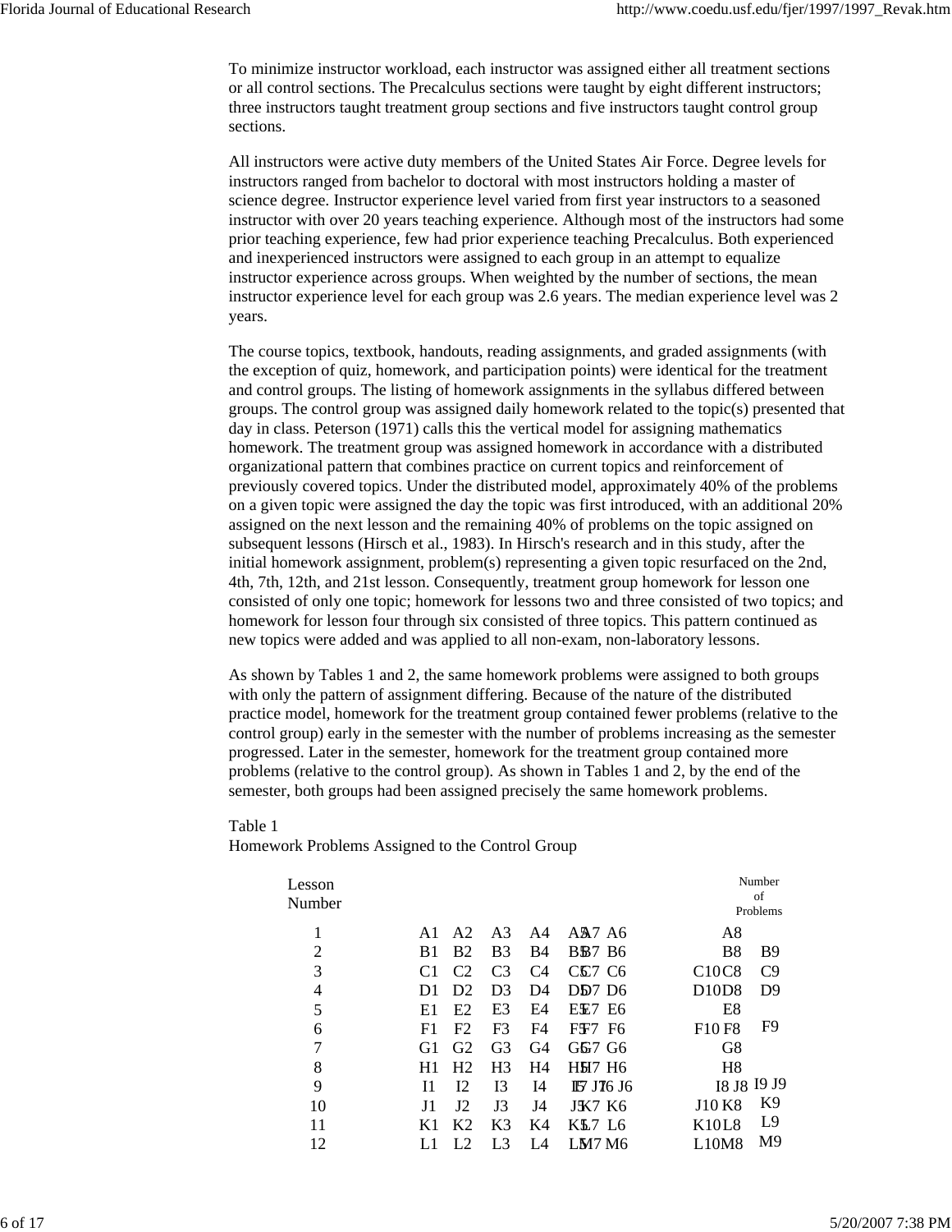To minimize instructor workload, each instructor was assigned either all treatment sections or all control sections. The Precalculus sections were taught by eight different instructors; three instructors taught treatment group sections and five instructors taught control group sections.

All instructors were active duty members of the United States Air Force. Degree levels for instructors ranged from bachelor to doctoral with most instructors holding a master of science degree. Instructor experience level varied from first year instructors to a seasoned instructor with over 20 years teaching experience. Although most of the instructors had some prior teaching experience, few had prior experience teaching Precalculus. Both experienced and inexperienced instructors were assigned to each group in an attempt to equalize instructor experience across groups. When weighted by the number of sections, the mean instructor experience level for each group was 2.6 years. The median experience level was 2 years.

The course topics, textbook, handouts, reading assignments, and graded assignments (with the exception of quiz, homework, and participation points) were identical for the treatment and control groups. The listing of homework assignments in the syllabus differed between groups. The control group was assigned daily homework related to the topic(s) presented that day in class. Peterson (1971) calls this the vertical model for assigning mathematics homework. The treatment group was assigned homework in accordance with a distributed organizational pattern that combines practice on current topics and reinforcement of previously covered topics. Under the distributed model, approximately 40% of the problems on a given topic were assigned the day the topic was first introduced, with an additional 20% assigned on the next lesson and the remaining 40% of problems on the topic assigned on subsequent lessons (Hirsch et al., 1983). In Hirsch's research and in this study, after the initial homework assignment, problem(s) representing a given topic resurfaced on the 2nd, 4th, 7th, 12th, and 21st lesson. Consequently, treatment group homework for lesson one consisted of only one topic; homework for lessons two and three consisted of two topics; and homework for lesson four through six consisted of three topics. This pattern continued as new topics were added and was applied to all non-exam, non-laboratory lessons.

As shown by Tables 1 and 2, the same homework problems were assigned to both groups with only the pattern of assignment differing. Because of the nature of the distributed practice model, homework for the treatment group contained fewer problems (relative to the control group) early in the semester with the number of problems increasing as the semester progressed. Later in the semester, homework for the treatment group contained more problems (relative to the control group). As shown in Tables 1 and 2, by the end of the semester, both groups had been assigned precisely the same homework problems.

Table 1
Homework Problems Assigned to the Control Group

| Lesson Number | | Number of Problems |
|---|---|---|
| 1 | A1 A2 A3 A4 A5 A7 A6 A8 | |
| 2 | B1 B2 B3 B4 B5 B7 B6 B8 B9 | |
| 3 | C1 C2 C3 C4 C5 C7 C6 C10 C8 C9 | |
| 4 | D1 D2 D3 D4 D5 D7 D6 D10 D8 D9 | |
| 5 | E1 E2 E3 E4 E5 E7 E6 E8 | |
| 6 | F1 F2 F3 F4 F5 F7 F6 F10 F8 F9 | |
| 7 | G1 G2 G3 G4 G5 G7 G6 G8 | |
| 8 | H1 H2 H3 H4 H5 H7 H6 H8 | |
| 9 | I1 I2 I3 I4 I5 I7 J7 I6 J6 I8 J8 I9 J9 | |
| 10 | J1 J2 J3 J4 J5 K7 K6 J10 K8 K9 | |
| 11 | K1 K2 K3 K4 K5 L7 L6 K10 L8 L9 | |
| 12 | L1 L2 L3 L4 L5 M7 M6 L10 M8 M9 | |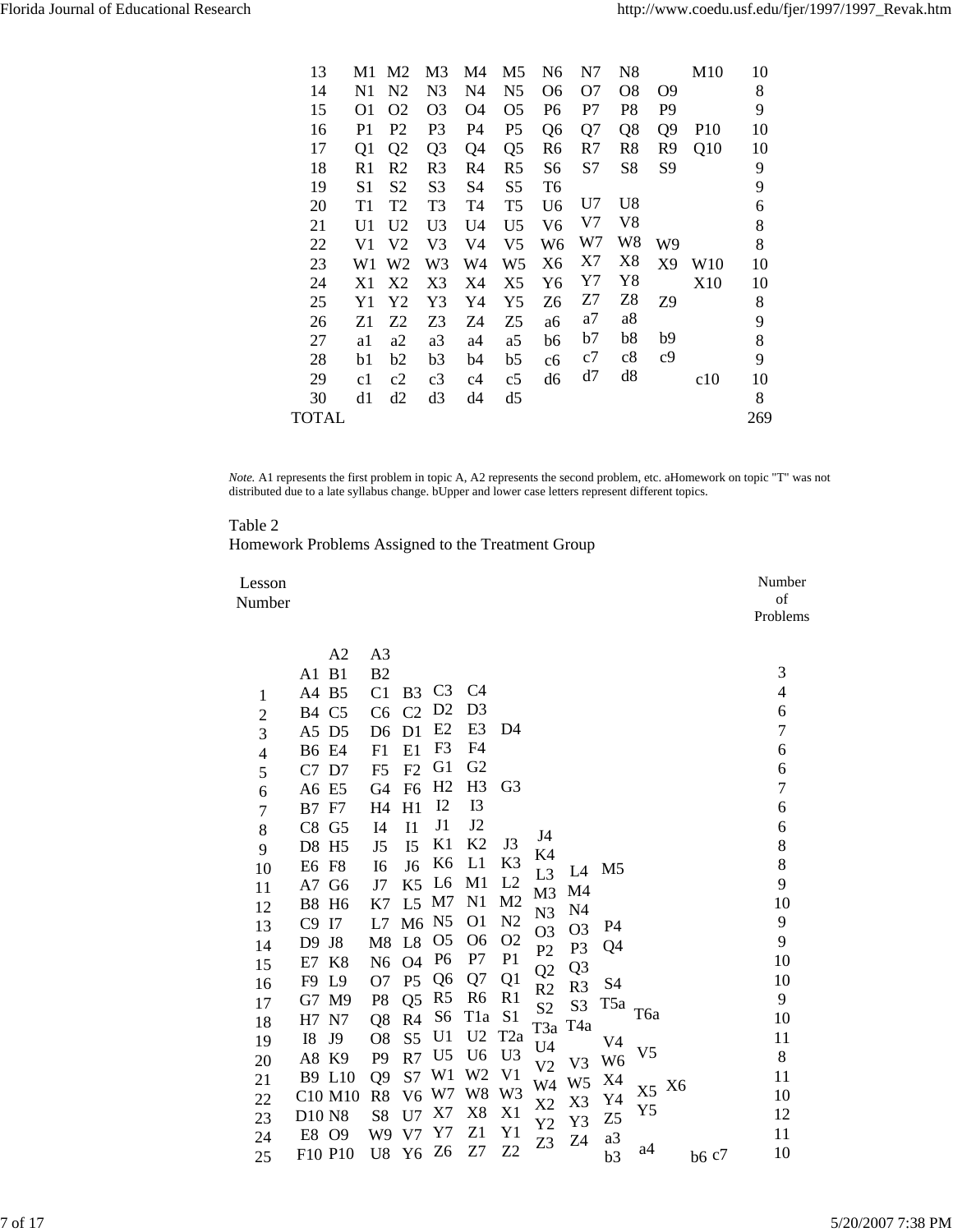| | | | | | | | | | | | |
|---|---|---|---|---|---|---|---|---|---|---|---|
| 13 | M1 | M2 | M3 | M4 | M5 | N6 | N7 | N8 | | M10 | 10 |
| 14 | N1 | N2 | N3 | N4 | N5 | O6 | O7 | O8 | O9 | | 8 |
| 15 | O1 | O2 | O3 | O4 | O5 | P6 | P7 | P8 | P9 | | 9 |
| 16 | P1 | P2 | P3 | P4 | P5 | Q6 | Q7 | Q8 | Q9 | P10 | 10 |
| 17 | Q1 | Q2 | Q3 | Q4 | Q5 | R6 | R7 | R8 | R9 | Q10 | 10 |
| 18 | R1 | R2 | R3 | R4 | R5 | S6 | S7 | S8 | S9 | | 9 |
| 19 | S1 | S2 | S3 | S4 | S5 | T6 | | | | | 9 |
| 20 | T1 | T2 | T3 | T4 | T5 | U6 | U7 | U8 | | | 6 |
| 21 | U1 | U2 | U3 | U4 | U5 | V6 | V7 | V8 | | | 8 |
| 22 | V1 | V2 | V3 | V4 | V5 | W6 | W7 | W8 | W9 | | 8 |
| 23 | W1 | W2 | W3 | W4 | W5 | X6 | X7 | X8 | X9 | W10 | 10 |
| 24 | X1 | X2 | X3 | X4 | X5 | Y6 | Y7 | Y8 | | X10 | 10 |
| 25 | Y1 | Y2 | Y3 | Y4 | Y5 | Z6 | Z7 | Z8 | Z9 | | 8 |
| 26 | Z1 | Z2 | Z3 | Z4 | Z5 | a6 | a7 | a8 | | | 9 |
| 27 | a1 | a2 | a3 | a4 | a5 | b6 | b7 | b8 | b9 | | 8 |
| 28 | b1 | b2 | b3 | b4 | b5 | c6 | c7 | c8 | c9 | | 9 |
| 29 | c1 | c2 | c3 | c4 | c5 | d6 | d7 | d8 | | c10 | 10 |
| 30 | d1 | d2 | d3 | d4 | d5 | | | | | | 8 |
| TOTAL | | | | | | | | | | | 269 |

*Note.* A1 represents the first problem in topic A, A2 represents the second problem, etc. aHomework on topic "T" was not distributed due to a late syllabus change. bUpper and lower case letters represent different topics.

Table 2
Homework Problems Assigned to the Treatment Group

| Lesson Number | | | | | | | | | | | | | | Number of Problems |
|---|---|---|---|---|---|---|---|---|---|---|---|---|---|---|
| | | A2 | A3 | | | | | | | | | | | |
| | A1 | B1 | B2 | | | | | | | | | | | 3 |
| 1 | A4 | B5 | C1 | B3 | C3 | C4 | | | | | | | | 4 |
| 2 | B4 | C5 | C6 | C2 | D2 | D3 | | | | | | | | 6 |
| 3 | A5 | D5 | D6 | D1 | E2 | E3 | D4 | | | | | | | 7 |
| 4 | B6 | E4 | F1 | E1 | F3 | F4 | | | | | | | | 6 |
| 5 | C7 | D7 | F5 | F2 | G1 | G2 | | | | | | | | 6 |
| 6 | A6 | E5 | G4 | F6 | H2 | H3 | G3 | | | | | | | 7 |
| 7 | B7 | F7 | H4 | H1 | I2 | I3 | | | | | | | | 6 |
| 8 | C8 | G5 | I4 | I1 | J1 | J2 | | J4 | | | | | | 6 |
| 9 | D8 | H5 | J5 | I5 | K1 | K2 | J3 | K4 | | | | | | 8 |
| 10 | E6 | F8 | I6 | J6 | K6 | L1 | K3 | L3 | L4 | M5 | | | | 8 |
| 11 | A7 | G6 | J7 | K5 | L6 | M1 | L2 | M3 | M4 | | | | | 9 |
| 12 | B8 | H6 | K7 | L5 | M7 | N1 | M2 | N3 | N4 | | | | | 10 |
| 13 | C9 | I7 | L7 | M6 | N5 | O1 | N2 | O3 | O3 | P4 | | | | 9 |
| 14 | D9 | J8 | M8 | L8 | O5 | O6 | O2 | P2 | P3 | Q4 | | | | 9 |
| 15 | E7 | K8 | N6 | O4 | P6 | P7 | P1 | Q2 | Q3 | | | | | 10 |
| 16 | F9 | L9 | O7 | P5 | Q6 | Q7 | Q1 | R2 | R3 | S4 | | | | 10 |
| 17 | G7 | M9 | P8 | Q5 | R5 | R6 | R1 | S2 | S3 | T5a | | | | 9 |
| 18 | H7 | N7 | Q8 | R4 | S6 | T1a | S1 | T3a | T4a | | T6a | | | 10 |
| 19 | I8 | J9 | O8 | S5 | U1 | U2 | T2a | U4 | | V4 | | | | 11 |
| 20 | A8 | K9 | P9 | R7 | U5 | U6 | U3 | V2 | V3 | W6 | V5 | | | 8 |
| 21 | B9 | L10 | Q9 | S7 | W1 | W2 | V1 | W4 | W5 | X4 | | | | 11 |
| 22 | C10 | M10 | R8 | V6 | W7 | W8 | W3 | X2 | X3 | Y4 | X5 | X6 | | 10 |
| 23 | D10 | N8 | S8 | U7 | X7 | X8 | X1 | Y2 | Y3 | Z5 | Y5 | | | 12 |
| 24 | E8 | O9 | W9 | V7 | Y7 | Z1 | Y1 | Z3 | Z4 | a3 | | | | 11 |
| 25 | F10 | P10 | U8 | Y6 | Z6 | Z7 | Z2 | | | b3 | a4 | b6 | c7 | 10 |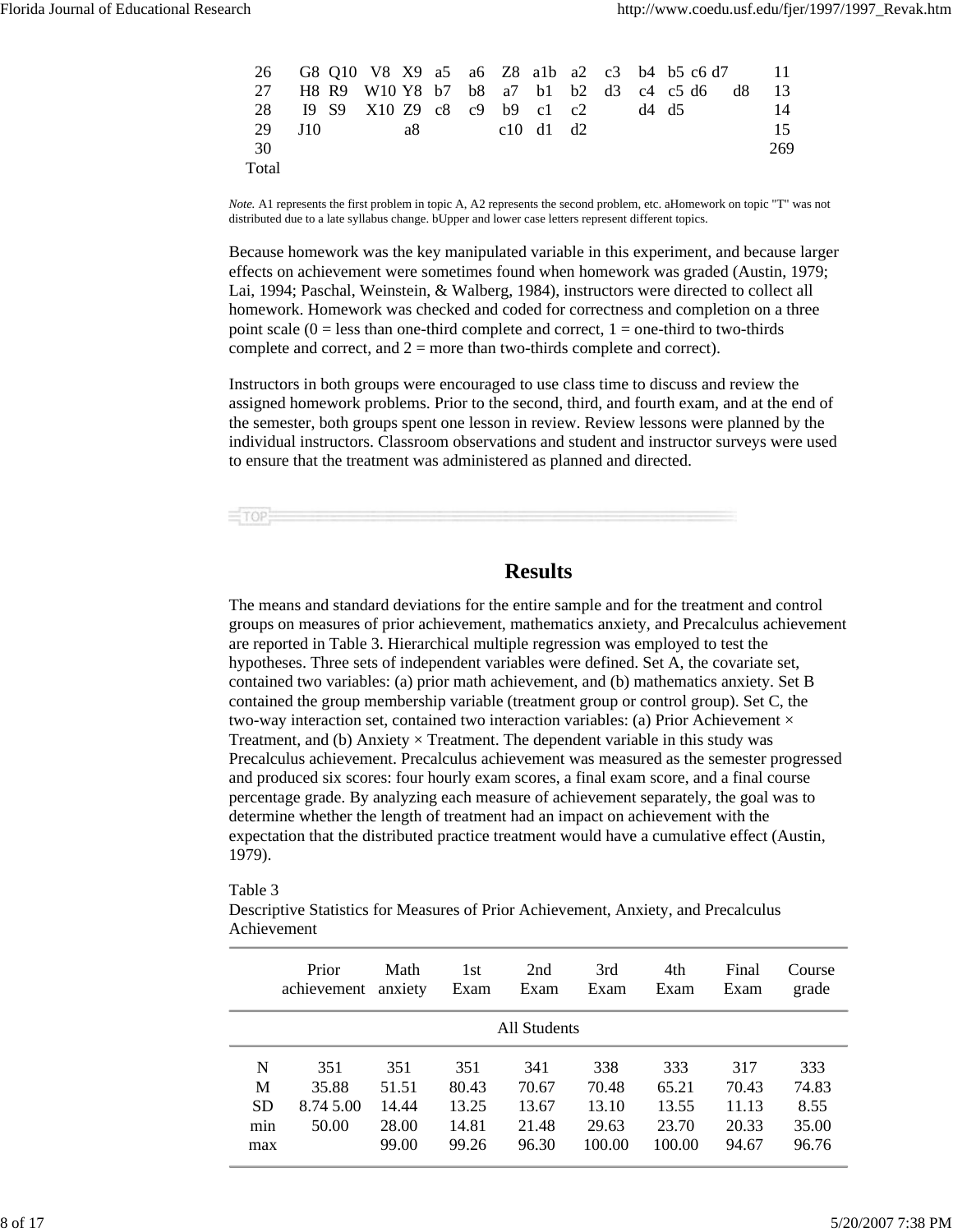| | | | | | | | | | | | | | | | |
|---|---|---|---|---|---|---|---|---|---|---|---|---|---|---|---|
| 26 | G8 | Q10 | V8 | X9 | a5 | a6 | Z8 | a1b | a2 | c3 | b4 | b5 | c6 | d7 | 11 |
| 27 | H8 | R9 | W10 | Y8 | b7 | b8 | a7 | b1 | b2 | d3 | c4 | c5 | d6 | d8 | 13 |
| 28 | I9 | S9 | X10 | Z9 | c8 | c9 | b9 | c1 | c2 | | d4 | d5 | | | 14 |
| 29 | J10 | | | a8 | | | c10 | d1 | d2 | | | | | | 15 |
| 30 | | | | | | | | | | | | | | | 269 |
| Total | | | | | | | | | | | | | | | |

*Note.* A1 represents the first problem in topic A, A2 represents the second problem, etc. aHomework on topic "T" was not distributed due to a late syllabus change. bUpper and lower case letters represent different topics.

Because homework was the key manipulated variable in this experiment, and because larger effects on achievement were sometimes found when homework was graded (Austin, 1979; Lai, 1994; Paschal, Weinstein, & Walberg, 1984), instructors were directed to collect all homework. Homework was checked and coded for correctness and completion on a three point scale (0 = less than one-third complete and correct, 1 = one-third to two-thirds complete and correct, and 2 = more than two-thirds complete and correct).

Instructors in both groups were encouraged to use class time to discuss and review the assigned homework problems. Prior to the second, third, and fourth exam, and at the end of the semester, both groups spent one lesson in review. Review lessons were planned by the individual instructors. Classroom observations and student and instructor surveys were used to ensure that the treatment was administered as planned and directed.

## Results

The means and standard deviations for the entire sample and for the treatment and control groups on measures of prior achievement, mathematics anxiety, and Precalculus achievement are reported in Table 3. Hierarchical multiple regression was employed to test the hypotheses. Three sets of independent variables were defined. Set A, the covariate set, contained two variables: (a) prior math achievement, and (b) mathematics anxiety. Set B contained the group membership variable (treatment group or control group). Set C, the two-way interaction set, contained two interaction variables: (a) Prior Achievement × Treatment, and (b) Anxiety × Treatment. The dependent variable in this study was Precalculus achievement. Precalculus achievement was measured as the semester progressed and produced six scores: four hourly exam scores, a final exam score, and a final course percentage grade. By analyzing each measure of achievement separately, the goal was to determine whether the length of treatment had an impact on achievement with the expectation that the distributed practice treatment would have a cumulative effect (Austin, 1979).

Table 3
Descriptive Statistics for Measures of Prior Achievement, Anxiety, and Precalculus Achievement

| | Prior achievement | Math anxiety | 1st Exam | 2nd Exam | 3rd Exam | 4th Exam | Final Exam | Course grade |
|---|---|---|---|---|---|---|---|---|
| | | | | All Students | | | | |
| N | 351 | 351 | 351 | 341 | 338 | 333 | 317 | 333 |
| M | 35.88 | 51.51 | 80.43 | 70.67 | 70.48 | 65.21 | 70.43 | 74.83 |
| SD | 8.74 5.00 | 14.44 | 13.25 | 13.67 | 13.10 | 13.55 | 11.13 | 8.55 |
| min | 50.00 | 28.00 | 14.81 | 21.48 | 29.63 | 23.70 | 20.33 | 35.00 |
| max | | 99.00 | 99.26 | 96.30 | 100.00 | 100.00 | 94.67 | 96.76 |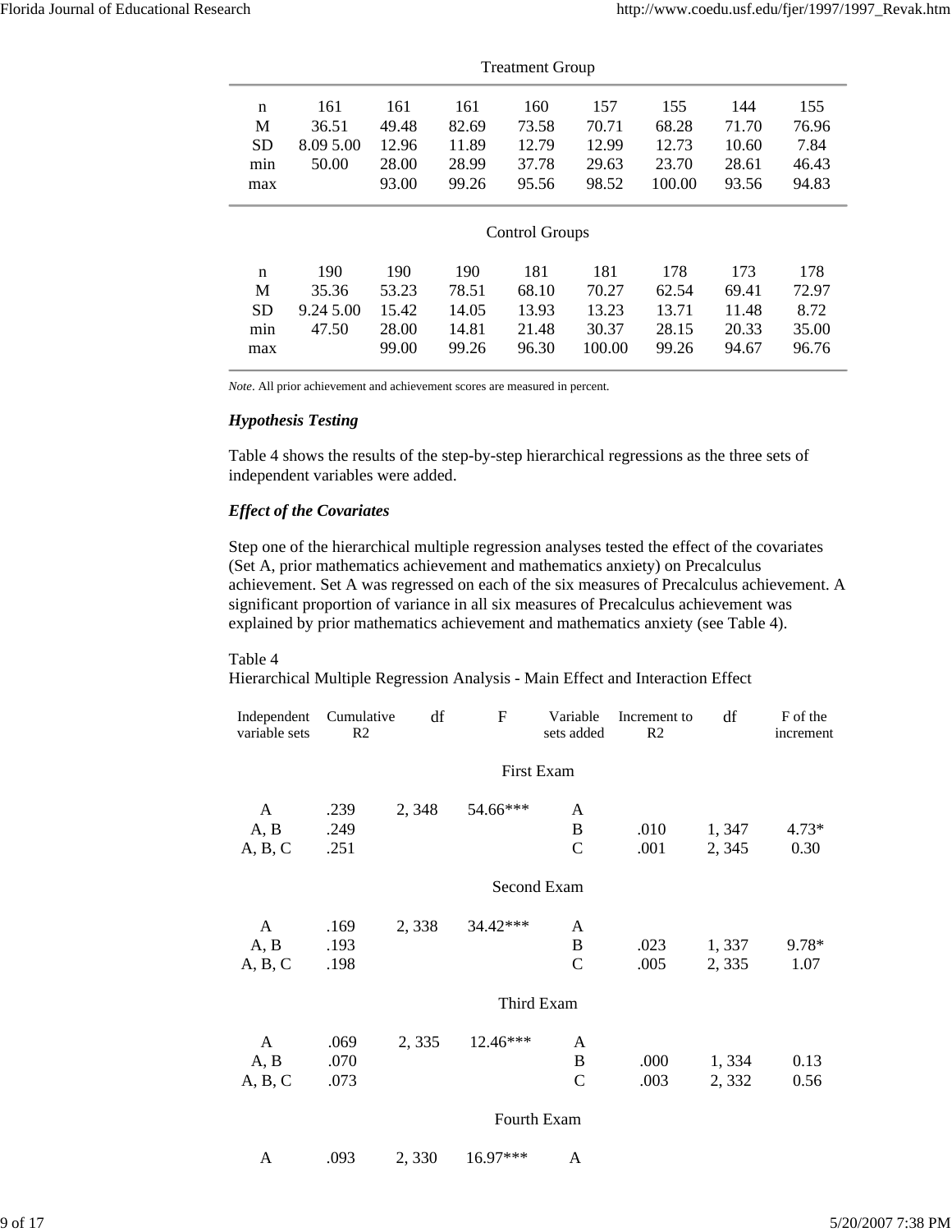| | | | | | | | | |
|---|---|---|---|---|---|---|---|---|
| | | | | Treatment Group | | | | |
| n | 161 | 161 | 161 | 160 | 157 | 155 | 144 | 155 |
| M | 36.51 | 49.48 | 82.69 | 73.58 | 70.71 | 68.28 | 71.70 | 76.96 |
| SD | 8.09 5.00 | 12.96 | 11.89 | 12.79 | 12.99 | 12.73 | 10.60 | 7.84 |
| min | 50.00 | 28.00 | 28.99 | 37.78 | 29.63 | 23.70 | 28.61 | 46.43 |
| max | | 93.00 | 99.26 | 95.56 | 98.52 | 100.00 | 93.56 | 94.83 |
| | | | | Control Groups | | | | |
| n | 190 | 190 | 190 | 181 | 181 | 178 | 173 | 178 |
| M | 35.36 | 53.23 | 78.51 | 68.10 | 70.27 | 62.54 | 69.41 | 72.97 |
| SD | 9.24 5.00 | 15.42 | 14.05 | 13.93 | 13.23 | 13.71 | 11.48 | 8.72 |
| min | 47.50 | 28.00 | 14.81 | 21.48 | 30.37 | 28.15 | 20.33 | 35.00 |
| max | | 99.00 | 99.26 | 96.30 | 100.00 | 99.26 | 94.67 | 96.76 |

*Note*. All prior achievement and achievement scores are measured in percent.

### *Hypothesis Testing*

Table 4 shows the results of the step-by-step hierarchical regressions as the three sets of independent variables were added.

### *Effect of the Covariates*

Step one of the hierarchical multiple regression analyses tested the effect of the covariates (Set A, prior mathematics achievement and mathematics anxiety) on Precalculus achievement. Set A was regressed on each of the six measures of Precalculus achievement. A significant proportion of variance in all six measures of Precalculus achievement was explained by prior mathematics achievement and mathematics anxiety (see Table 4).

Table 4
Hierarchical Multiple Regression Analysis - Main Effect and Interaction Effect

| Independent variable sets | Cumulative R2 | df | F | Variable sets added | Increment to R2 | df | F of the increment |
|---|---|---|---|---|---|---|---|
| | | | | First Exam | | | |
| A | .239 | 2, 348 | 54.66*** | A | | | |
| A, B | .249 | | | B | .010 | 1, 347 | 4.73* |
| A, B, C | .251 | | | C | .001 | 2, 345 | 0.30 |
| | | | | Second Exam | | | |
| A | .169 | 2, 338 | 34.42*** | A | | | |
| A, B | .193 | | | B | .023 | 1, 337 | 9.78* |
| A, B, C | .198 | | | C | .005 | 2, 335 | 1.07 |
| | | | | Third Exam | | | |
| A | .069 | 2, 335 | 12.46*** | A | | | |
| A, B | .070 | | | B | .000 | 1, 334 | 0.13 |
| A, B, C | .073 | | | C | .003 | 2, 332 | 0.56 |
| | | | | Fourth Exam | | | |
| A | .093 | 2, 330 | 16.97*** | A | | | |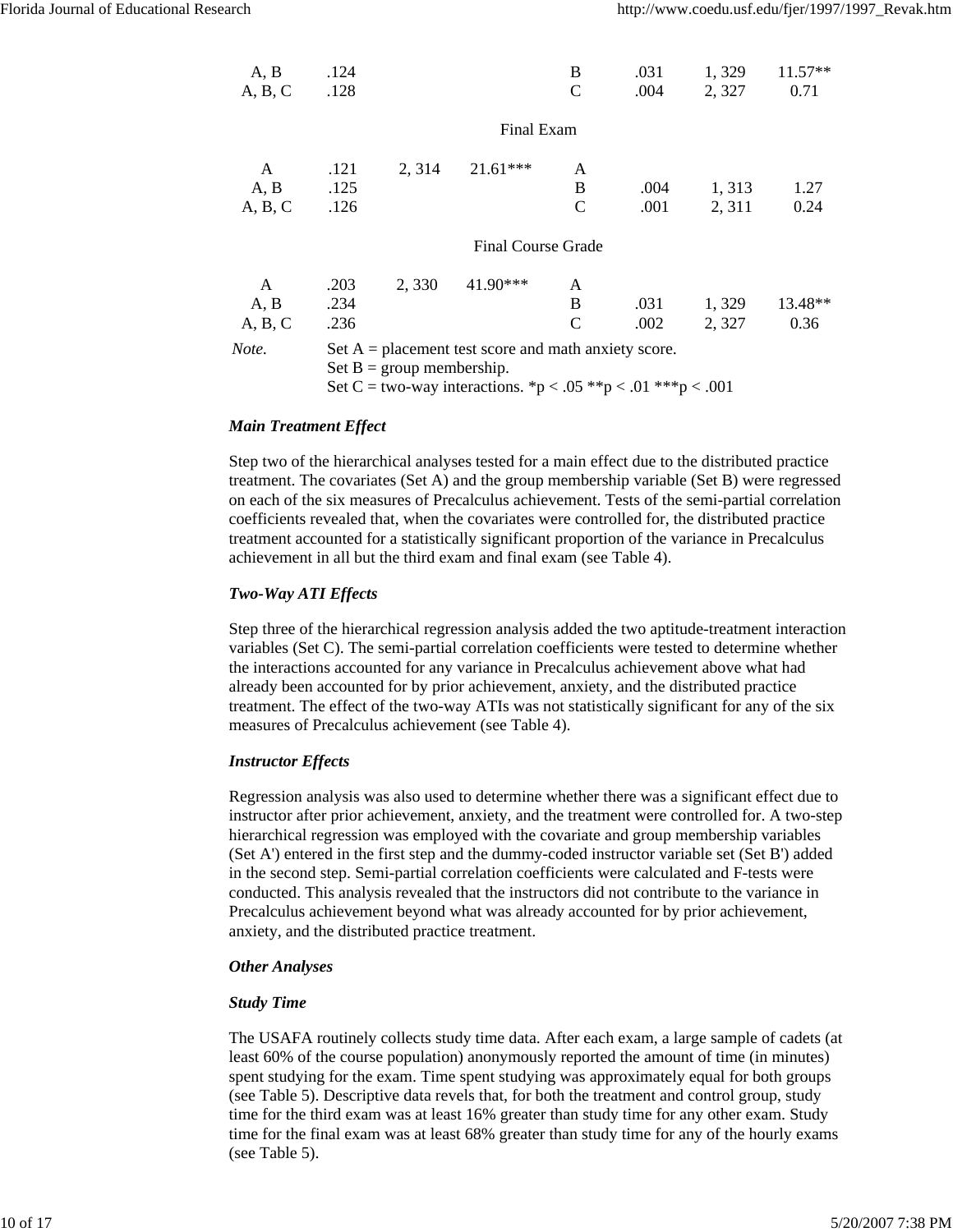| | | | | | | | |
|---|---|---|---|---|---|---|---|
| A, B | .124 | | | B | .031 | 1, 329 | 11.57** |
| A, B, C | .128 | | | C | .004 | 2, 327 | 0.71 |
| | | | Final Exam | | | | |
| A | .121 | 2, 314 | 21.61*** | A | | | |
| A, B | .125 | | | B | .004 | 1, 313 | 1.27 |
| A, B, C | .126 | | | C | .001 | 2, 311 | 0.24 |
| | | | Final Course Grade | | | | |
| A | .203 | 2, 330 | 41.90*** | A | | | |
| A, B | .234 | | | B | .031 | 1, 329 | 13.48** |
| A, B, C | .236 | | | C | .002 | 2, 327 | 0.36 |

*Note.* Set A = placement test score and math anxiety score.
Set B = group membership.
Set C = two-way interactions. *p < .05 **p < .01 ***p < .001

### *Main Treatment Effect*

Step two of the hierarchical analyses tested for a main effect due to the distributed practice treatment. The covariates (Set A) and the group membership variable (Set B) were regressed on each of the six measures of Precalculus achievement. Tests of the semi-partial correlation coefficients revealed that, when the covariates were controlled for, the distributed practice treatment accounted for a statistically significant proportion of the variance in Precalculus achievement in all but the third exam and final exam (see Table 4).

### *Two-Way ATI Effects*

Step three of the hierarchical regression analysis added the two aptitude-treatment interaction variables (Set C). The semi-partial correlation coefficients were tested to determine whether the interactions accounted for any variance in Precalculus achievement above what had already been accounted for by prior achievement, anxiety, and the distributed practice treatment. The effect of the two-way ATIs was not statistically significant for any of the six measures of Precalculus achievement (see Table 4).

### *Instructor Effects*

Regression analysis was also used to determine whether there was a significant effect due to instructor after prior achievement, anxiety, and the treatment were controlled for. A two-step hierarchical regression was employed with the covariate and group membership variables (Set A') entered in the first step and the dummy-coded instructor variable set (Set B') added in the second step. Semi-partial correlation coefficients were calculated and F-tests were conducted. This analysis revealed that the instructors did not contribute to the variance in Precalculus achievement beyond what was already accounted for by prior achievement, anxiety, and the distributed practice treatment.

### *Other Analyses*

### *Study Time*

The USAFA routinely collects study time data. After each exam, a large sample of cadets (at least 60% of the course population) anonymously reported the amount of time (in minutes) spent studying for the exam. Time spent studying was approximately equal for both groups (see Table 5). Descriptive data revels that, for both the treatment and control group, study time for the third exam was at least 16% greater than study time for any other exam. Study time for the final exam was at least 68% greater than study time for any of the hourly exams (see Table 5).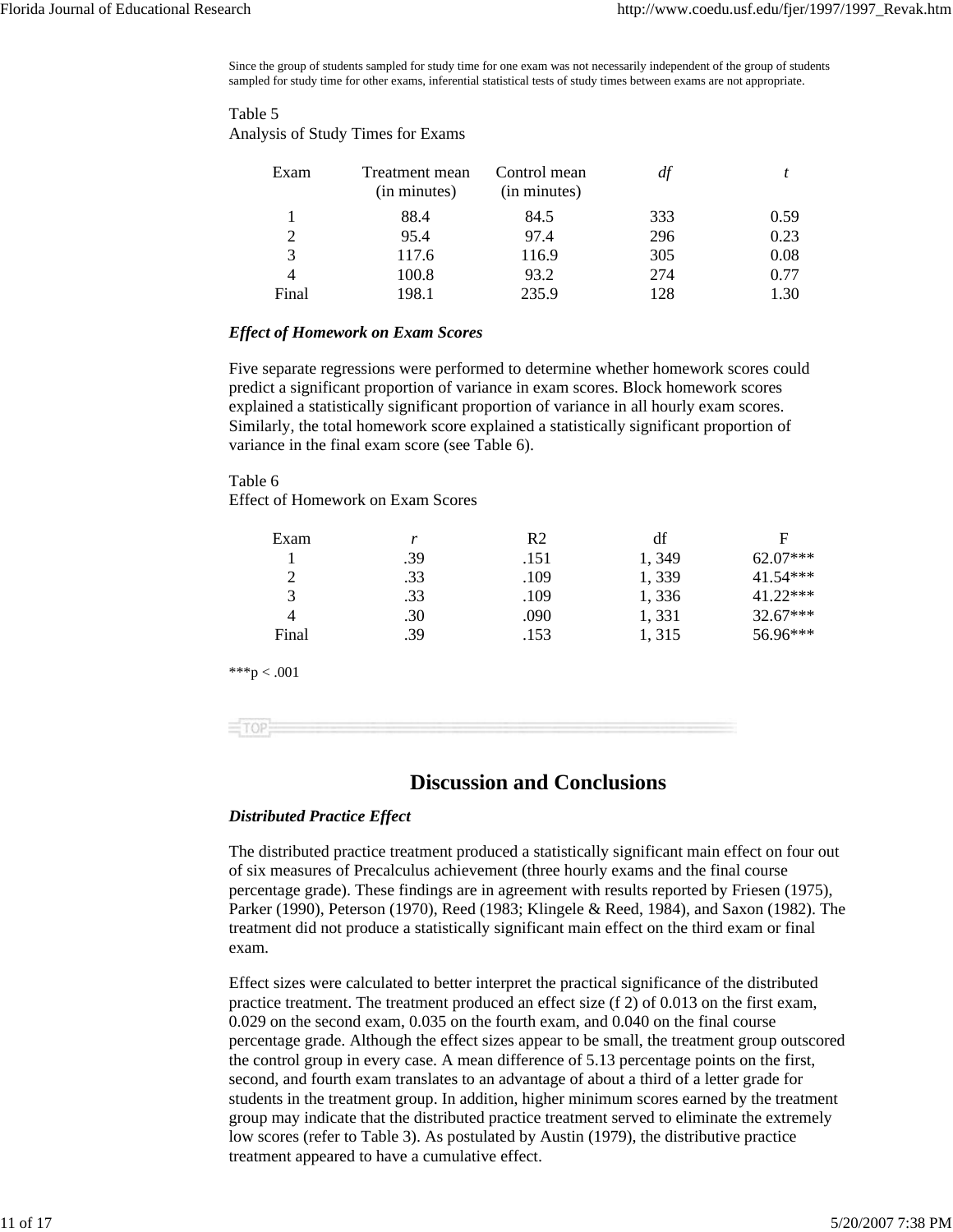Since the group of students sampled for study time for one exam was not necessarily independent of the group of students sampled for study time for other exams, inferential statistical tests of study times between exams are not appropriate.

Table 5
Analysis of Study Times for Exams

| Exam | Treatment mean (in minutes) | Control mean (in minutes) | *df* | *t* |
|---|---|---|---|---|
| 1 | 88.4 | 84.5 | 333 | 0.59 |
| 2 | 95.4 | 97.4 | 296 | 0.23 |
| 3 | 117.6 | 116.9 | 305 | 0.08 |
| 4 | 100.8 | 93.2 | 274 | 0.77 |
| Final | 198.1 | 235.9 | 128 | 1.30 |

### *Effect of Homework on Exam Scores*

Five separate regressions were performed to determine whether homework scores could predict a significant proportion of variance in exam scores. Block homework scores explained a statistically significant proportion of variance in all hourly exam scores. Similarly, the total homework score explained a statistically significant proportion of variance in the final exam score (see Table 6).

Table 6
Effect of Homework on Exam Scores

| Exam | *r* | R2 | df | F |
|---|---|---|---|---|
| 1 | .39 | .151 | 1, 349 | 62.07*** |
| 2 | .33 | .109 | 1, 339 | 41.54*** |
| 3 | .33 | .109 | 1, 336 | 41.22*** |
| 4 | .30 | .090 | 1, 331 | 32.67*** |
| Final | .39 | .153 | 1, 315 | 56.96*** |

***$p < .001$

## Discussion and Conclusions

### *Distributed Practice Effect*

The distributed practice treatment produced a statistically significant main effect on four out of six measures of Precalculus achievement (three hourly exams and the final course percentage grade). These findings are in agreement with results reported by Friesen (1975), Parker (1990), Peterson (1970), Reed (1983; Klingele & Reed, 1984), and Saxon (1982). The treatment did not produce a statistically significant main effect on the third exam or final exam.

Effect sizes were calculated to better interpret the practical significance of the distributed practice treatment. The treatment produced an effect size ($f^2$) of 0.013 on the first exam, 0.029 on the second exam, 0.035 on the fourth exam, and 0.040 on the final course percentage grade. Although the effect sizes appear to be small, the treatment group outscored the control group in every case. A mean difference of 5.13 percentage points on the first, second, and fourth exam translates to an advantage of about a third of a letter grade for students in the treatment group. In addition, higher minimum scores earned by the treatment group may indicate that the distributed practice treatment served to eliminate the extremely low scores (refer to Table 3). As postulated by Austin (1979), the distributive practice treatment appeared to have a cumulative effect.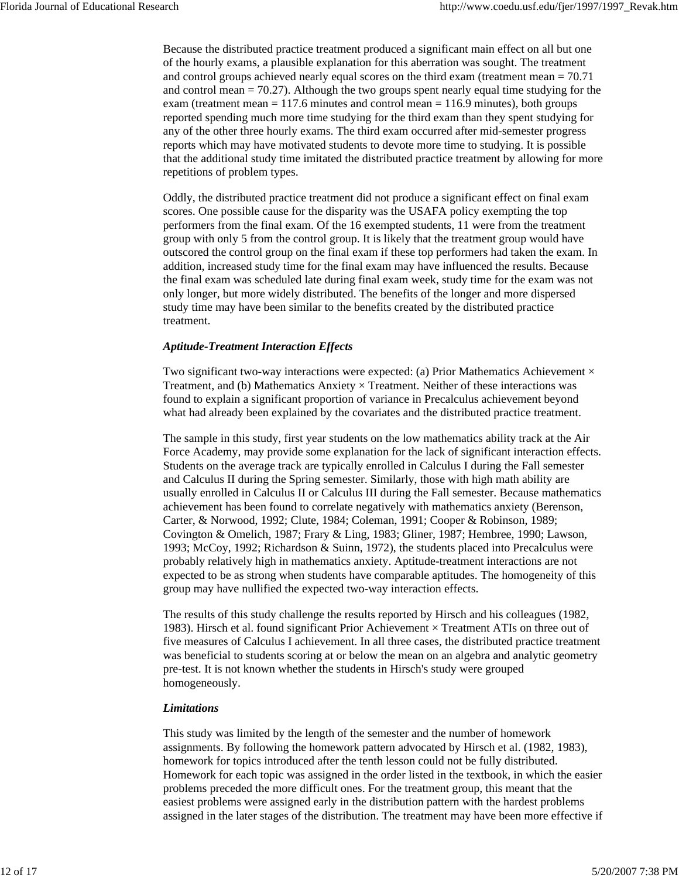Because the distributed practice treatment produced a significant main effect on all but one of the hourly exams, a plausible explanation for this aberration was sought. The treatment and control groups achieved nearly equal scores on the third exam (treatment mean = 70.71 and control mean = 70.27). Although the two groups spent nearly equal time studying for the exam (treatment mean = 117.6 minutes and control mean = 116.9 minutes), both groups reported spending much more time studying for the third exam than they spent studying for any of the other three hourly exams. The third exam occurred after mid-semester progress reports which may have motivated students to devote more time to studying. It is possible that the additional study time imitated the distributed practice treatment by allowing for more repetitions of problem types.

Oddly, the distributed practice treatment did not produce a significant effect on final exam scores. One possible cause for the disparity was the USAFA policy exempting the top performers from the final exam. Of the 16 exempted students, 11 were from the treatment group with only 5 from the control group. It is likely that the treatment group would have outscored the control group on the final exam if these top performers had taken the exam. In addition, increased study time for the final exam may have influenced the results. Because the final exam was scheduled late during final exam week, study time for the exam was not only longer, but more widely distributed. The benefits of the longer and more dispersed study time may have been similar to the benefits created by the distributed practice treatment.

### *Aptitude-Treatment Interaction Effects*

Two significant two-way interactions were expected: (a) Prior Mathematics Achievement × Treatment, and (b) Mathematics Anxiety × Treatment. Neither of these interactions was found to explain a significant proportion of variance in Precalculus achievement beyond what had already been explained by the covariates and the distributed practice treatment.

The sample in this study, first year students on the low mathematics ability track at the Air Force Academy, may provide some explanation for the lack of significant interaction effects. Students on the average track are typically enrolled in Calculus I during the Fall semester and Calculus II during the Spring semester. Similarly, those with high math ability are usually enrolled in Calculus II or Calculus III during the Fall semester. Because mathematics achievement has been found to correlate negatively with mathematics anxiety (Berenson, Carter, & Norwood, 1992; Clute, 1984; Coleman, 1991; Cooper & Robinson, 1989; Covington & Omelich, 1987; Frary & Ling, 1983; Gliner, 1987; Hembree, 1990; Lawson, 1993; McCoy, 1992; Richardson & Suinn, 1972), the students placed into Precalculus were probably relatively high in mathematics anxiety. Aptitude-treatment interactions are not expected to be as strong when students have comparable aptitudes. The homogeneity of this group may have nullified the expected two-way interaction effects.

The results of this study challenge the results reported by Hirsch and his colleagues (1982, 1983). Hirsch et al. found significant Prior Achievement × Treatment ATIs on three out of five measures of Calculus I achievement. In all three cases, the distributed practice treatment was beneficial to students scoring at or below the mean on an algebra and analytic geometry pre-test. It is not known whether the students in Hirsch's study were grouped homogeneously.

### *Limitations*

This study was limited by the length of the semester and the number of homework assignments. By following the homework pattern advocated by Hirsch et al. (1982, 1983), homework for topics introduced after the tenth lesson could not be fully distributed. Homework for each topic was assigned in the order listed in the textbook, in which the easier problems preceded the more difficult ones. For the treatment group, this meant that the easiest problems were assigned early in the distribution pattern with the hardest problems assigned in the later stages of the distribution. The treatment may have been more effective if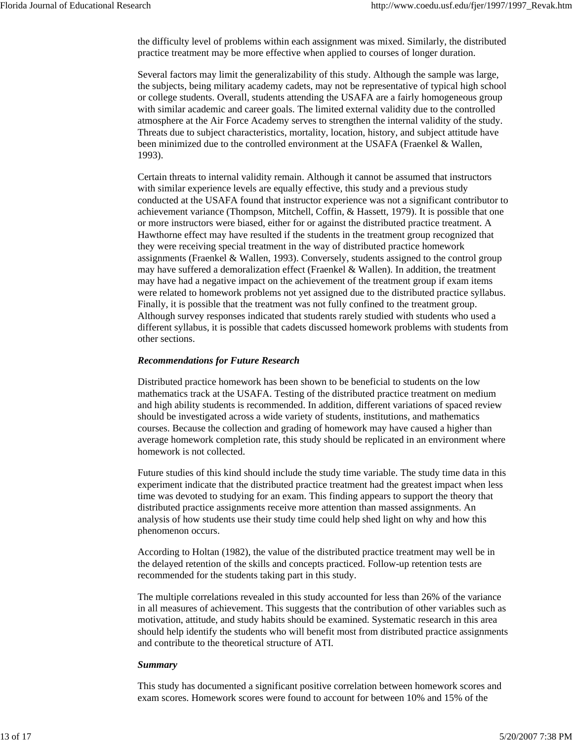the difficulty level of problems within each assignment was mixed. Similarly, the distributed practice treatment may be more effective when applied to courses of longer duration.

Several factors may limit the generalizability of this study. Although the sample was large, the subjects, being military academy cadets, may not be representative of typical high school or college students. Overall, students attending the USAFA are a fairly homogeneous group with similar academic and career goals. The limited external validity due to the controlled atmosphere at the Air Force Academy serves to strengthen the internal validity of the study. Threats due to subject characteristics, mortality, location, history, and subject attitude have been minimized due to the controlled environment at the USAFA (Fraenkel & Wallen, 1993).

Certain threats to internal validity remain. Although it cannot be assumed that instructors with similar experience levels are equally effective, this study and a previous study conducted at the USAFA found that instructor experience was not a significant contributor to achievement variance (Thompson, Mitchell, Coffin, & Hassett, 1979). It is possible that one or more instructors were biased, either for or against the distributed practice treatment. A Hawthorne effect may have resulted if the students in the treatment group recognized that they were receiving special treatment in the way of distributed practice homework assignments (Fraenkel & Wallen, 1993). Conversely, students assigned to the control group may have suffered a demoralization effect (Fraenkel & Wallen). In addition, the treatment may have had a negative impact on the achievement of the treatment group if exam items were related to homework problems not yet assigned due to the distributed practice syllabus. Finally, it is possible that the treatment was not fully confined to the treatment group. Although survey responses indicated that students rarely studied with students who used a different syllabus, it is possible that cadets discussed homework problems with students from other sections.

***Recommendations for Future Research***

Distributed practice homework has been shown to be beneficial to students on the low mathematics track at the USAFA. Testing of the distributed practice treatment on medium and high ability students is recommended. In addition, different variations of spaced review should be investigated across a wide variety of students, institutions, and mathematics courses. Because the collection and grading of homework may have caused a higher than average homework completion rate, this study should be replicated in an environment where homework is not collected.

Future studies of this kind should include the study time variable. The study time data in this experiment indicate that the distributed practice treatment had the greatest impact when less time was devoted to studying for an exam. This finding appears to support the theory that distributed practice assignments receive more attention than massed assignments. An analysis of how students use their study time could help shed light on why and how this phenomenon occurs.

According to Holtan (1982), the value of the distributed practice treatment may well be in the delayed retention of the skills and concepts practiced. Follow-up retention tests are recommended for the students taking part in this study.

The multiple correlations revealed in this study accounted for less than 26% of the variance in all measures of achievement. This suggests that the contribution of other variables such as motivation, attitude, and study habits should be examined. Systematic research in this area should help identify the students who will benefit most from distributed practice assignments and contribute to the theoretical structure of ATI.

***Summary***

This study has documented a significant positive correlation between homework scores and exam scores. Homework scores were found to account for between 10% and 15% of the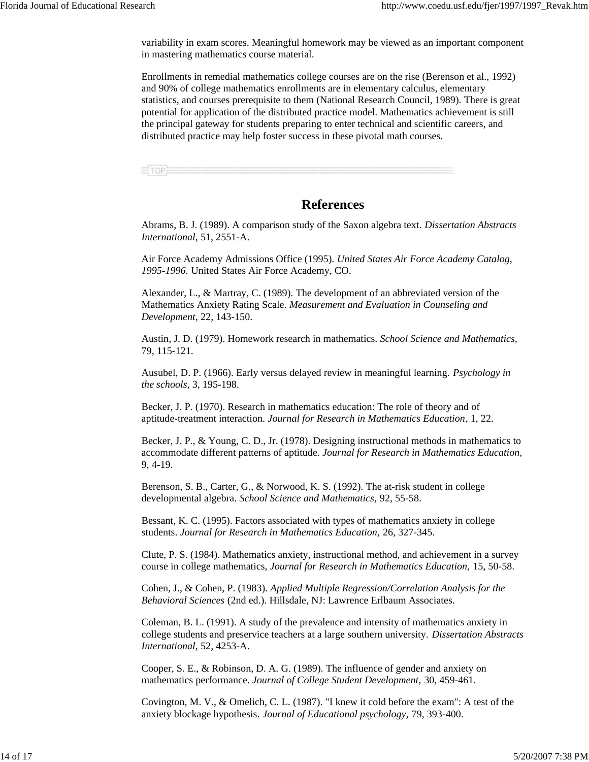variability in exam scores. Meaningful homework may be viewed as an important component in mastering mathematics course material.

Enrollments in remedial mathematics college courses are on the rise (Berenson et al., 1992) and 90% of college mathematics enrollments are in elementary calculus, elementary statistics, and courses prerequisite to them (National Research Council, 1989). There is great potential for application of the distributed practice model. Mathematics achievement is still the principal gateway for students preparing to enter technical and scientific careers, and distributed practice may help foster success in these pivotal math courses.

## References

Abrams, B. J. (1989). A comparison study of the Saxon algebra text. *Dissertation Abstracts International*, 51, 2551-A.

Air Force Academy Admissions Office (1995). *United States Air Force Academy Catalog, 1995-1996.* United States Air Force Academy, CO.

Alexander, L., & Martray, C. (1989). The development of an abbreviated version of the Mathematics Anxiety Rating Scale. *Measurement and Evaluation in Counseling and Development,* 22, 143-150.

Austin, J. D. (1979). Homework research in mathematics. *School Science and Mathematics,* 79, 115-121.

Ausubel, D. P. (1966). Early versus delayed review in meaningful learning. *Psychology in the schools,* 3, 195-198.

Becker, J. P. (1970). Research in mathematics education: The role of theory and of aptitude-treatment interaction. *Journal for Research in Mathematics Education*, 1, 22.

Becker, J. P., & Young, C. D., Jr. (1978). Designing instructional methods in mathematics to accommodate different patterns of aptitude. *Journal for Research in Mathematics Education,* 9, 4-19.

Berenson, S. B., Carter, G., & Norwood, K. S. (1992). The at-risk student in college developmental algebra. *School Science and Mathematics,* 92, 55-58.

Bessant, K. C. (1995). Factors associated with types of mathematics anxiety in college students. *Journal for Research in Mathematics Education,* 26, 327-345.

Clute, P. S. (1984). Mathematics anxiety, instructional method, and achievement in a survey course in college mathematics, *Journal for Research in Mathematics Education,* 15, 50-58.

Cohen, J., & Cohen, P. (1983). *Applied Multiple Regression/Correlation Analysis for the Behavioral Sciences* (2nd ed.). Hillsdale, NJ: Lawrence Erlbaum Associates.

Coleman, B. L. (1991). A study of the prevalence and intensity of mathematics anxiety in college students and preservice teachers at a large southern university. *Dissertation Abstracts International,* 52, 4253-A.

Cooper, S. E., & Robinson, D. A. G. (1989). The influence of gender and anxiety on mathematics performance. *Journal of College Student Development,* 30, 459-461.

Covington, M. V., & Omelich, C. L. (1987). "I knew it cold before the exam": A test of the anxiety blockage hypothesis. *Journal of Educational psychology,* 79, 393-400.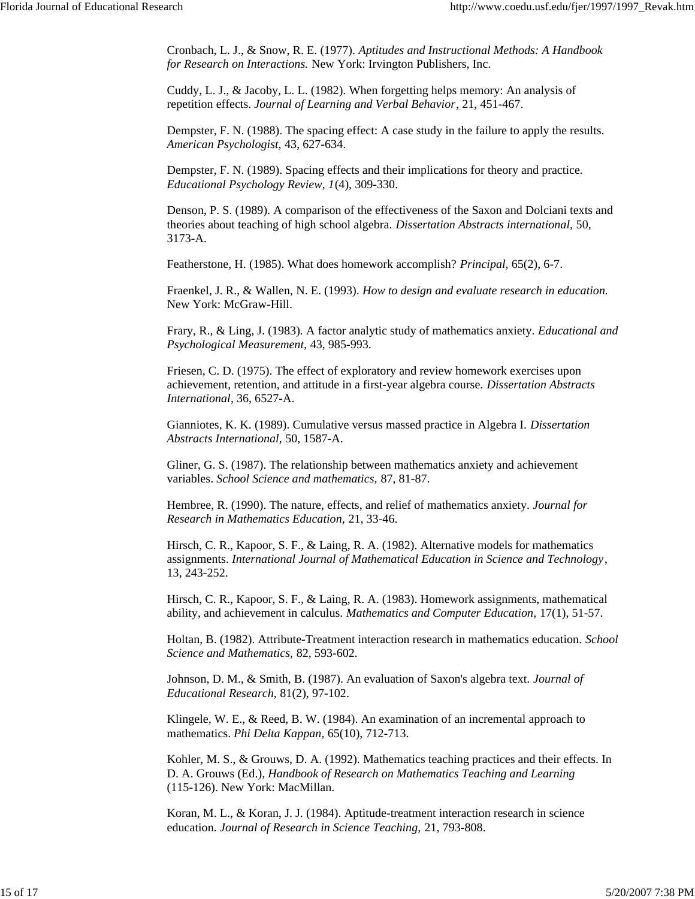Cronbach, L. J., & Snow, R. E. (1977). *Aptitudes and Instructional Methods: A Handbook for Research on Interactions.* New York: Irvington Publishers, Inc.

Cuddy, L. J., & Jacoby, L. L. (1982). When forgetting helps memory: An analysis of repetition effects. *Journal of Learning and Verbal Behavior*, 21, 451-467.

Dempster, F. N. (1988). The spacing effect: A case study in the failure to apply the results. *American Psychologist*, 43, 627-634.

Dempster, F. N. (1989). Spacing effects and their implications for theory and practice. *Educational Psychology Review, 1*(4), 309-330.

Denson, P. S. (1989). A comparison of the effectiveness of the Saxon and Dolciani texts and theories about teaching of high school algebra. *Dissertation Abstracts international*, 50, 3173-A.

Featherstone, H. (1985). What does homework accomplish? *Principal*, 65(2), 6-7.

Fraenkel, J. R., & Wallen, N. E. (1993). *How to design and evaluate research in education.* New York: McGraw-Hill.

Frary, R., & Ling, J. (1983). A factor analytic study of mathematics anxiety. *Educational and Psychological Measurement*, 43, 985-993.

Friesen, C. D. (1975). The effect of exploratory and review homework exercises upon achievement, retention, and attitude in a first-year algebra course. *Dissertation Abstracts International*, 36, 6527-A.

Gianniotes, K. K. (1989). Cumulative versus massed practice in Algebra I. *Dissertation Abstracts International*, 50, 1587-A.

Gliner, G. S. (1987). The relationship between mathematics anxiety and achievement variables. *School Science and mathematics*, 87, 81-87.

Hembree, R. (1990). The nature, effects, and relief of mathematics anxiety. *Journal for Research in Mathematics Education*, 21, 33-46.

Hirsch, C. R., Kapoor, S. F., & Laing, R. A. (1982). Alternative models for mathematics assignments. *International Journal of Mathematical Education in Science and Technology*, 13, 243-252.

Hirsch, C. R., Kapoor, S. F., & Laing, R. A. (1983). Homework assignments, mathematical ability, and achievement in calculus. *Mathematics and Computer Education*, 17(1), 51-57.

Holtan, B. (1982). Attribute-Treatment interaction research in mathematics education. *School Science and Mathematics*, 82, 593-602.

Johnson, D. M., & Smith, B. (1987). An evaluation of Saxon's algebra text. *Journal of Educational Research*, 81(2), 97-102.

Klingele, W. E., & Reed, B. W. (1984). An examination of an incremental approach to mathematics. *Phi Delta Kappan*, 65(10), 712-713.

Kohler, M. S., & Grouws, D. A. (1992). Mathematics teaching practices and their effects. In D. A. Grouws (Ed.), *Handbook of Research on Mathematics Teaching and Learning* (115-126). New York: MacMillan.

Koran, M. L., & Koran, J. J. (1984). Aptitude-treatment interaction research in science education. *Journal of Research in Science Teaching*, 21, 793-808.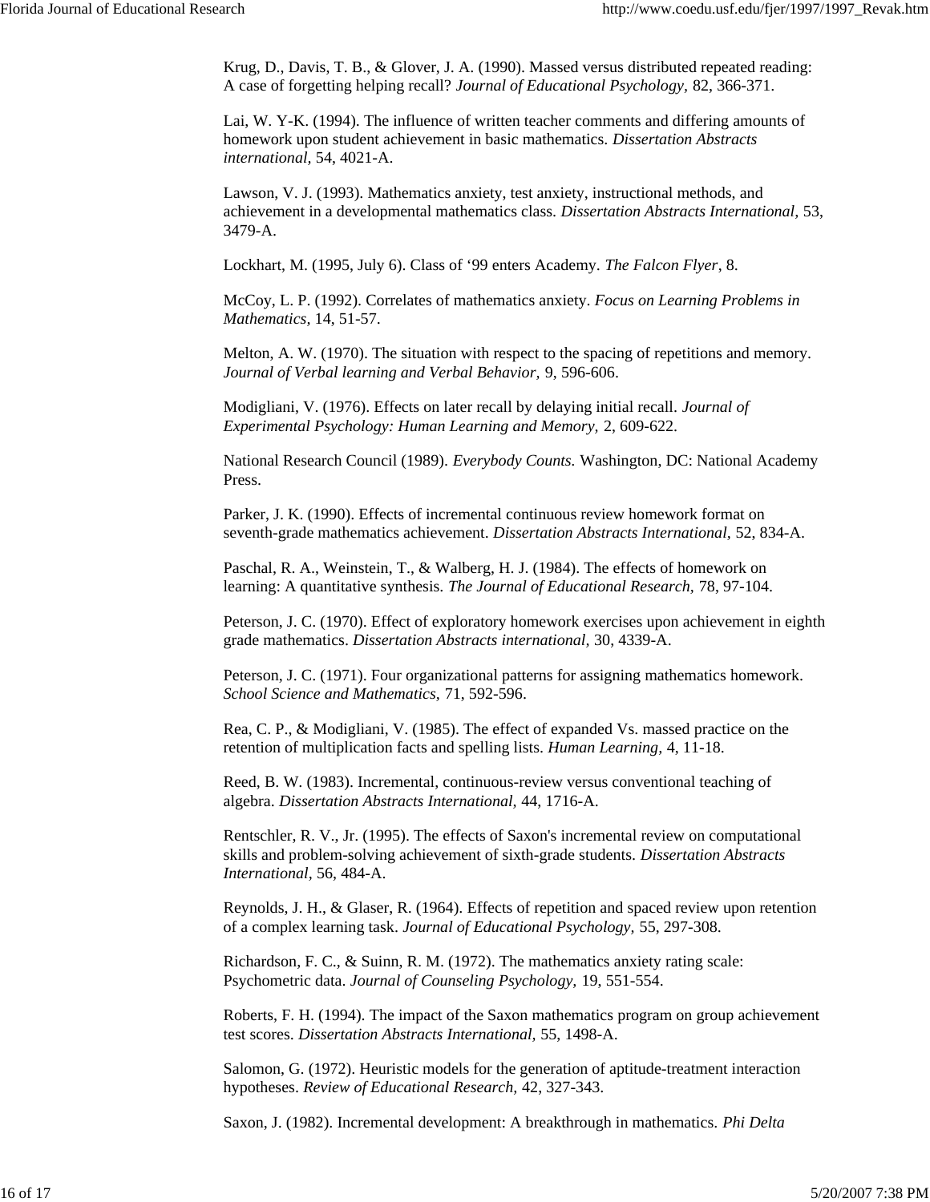Krug, D., Davis, T. B., & Glover, J. A. (1990). Massed versus distributed repeated reading: A case of forgetting helping recall? *Journal of Educational Psychology,* 82, 366-371.

Lai, W. Y-K. (1994). The influence of written teacher comments and differing amounts of homework upon student achievement in basic mathematics. *Dissertation Abstracts international,* 54, 4021-A.

Lawson, V. J. (1993). Mathematics anxiety, test anxiety, instructional methods, and achievement in a developmental mathematics class. *Dissertation Abstracts International*, 53, 3479-A.

Lockhart, M. (1995, July 6). Class of '99 enters Academy. *The Falcon Flyer*, 8.

McCoy, L. P. (1992). Correlates of mathematics anxiety. *Focus on Learning Problems in Mathematics,* 14, 51-57.

Melton, A. W. (1970). The situation with respect to the spacing of repetitions and memory. *Journal of Verbal learning and Verbal Behavior,* 9, 596-606.

Modigliani, V. (1976). Effects on later recall by delaying initial recall. *Journal of Experimental Psychology: Human Learning and Memory,* 2, 609-622.

National Research Council (1989). *Everybody Counts.* Washington, DC: National Academy Press.

Parker, J. K. (1990). Effects of incremental continuous review homework format on seventh-grade mathematics achievement. *Dissertation Abstracts International,* 52, 834-A.

Paschal, R. A., Weinstein, T., & Walberg, H. J. (1984). The effects of homework on learning: A quantitative synthesis. *The Journal of Educational Research,* 78, 97-104.

Peterson, J. C. (1970). Effect of exploratory homework exercises upon achievement in eighth grade mathematics. *Dissertation Abstracts international,* 30, 4339-A.

Peterson, J. C. (1971). Four organizational patterns for assigning mathematics homework. *School Science and Mathematics,* 71, 592-596.

Rea, C. P., & Modigliani, V. (1985). The effect of expanded Vs. massed practice on the retention of multiplication facts and spelling lists. *Human Learning,* 4, 11-18.

Reed, B. W. (1983). Incremental, continuous-review versus conventional teaching of algebra. *Dissertation Abstracts International*, 44, 1716-A.

Rentschler, R. V., Jr. (1995). The effects of Saxon's incremental review on computational skills and problem-solving achievement of sixth-grade students. *Dissertation Abstracts International,* 56, 484-A.

Reynolds, J. H., & Glaser, R. (1964). Effects of repetition and spaced review upon retention of a complex learning task. *Journal of Educational Psychology,* 55, 297-308.

Richardson, F. C., & Suinn, R. M. (1972). The mathematics anxiety rating scale: Psychometric data. *Journal of Counseling Psychology,* 19, 551-554.

Roberts, F. H. (1994). The impact of the Saxon mathematics program on group achievement test scores. *Dissertation Abstracts International,* 55, 1498-A.

Salomon, G. (1972). Heuristic models for the generation of aptitude-treatment interaction hypotheses. *Review of Educational Research,* 42, 327-343.

Saxon, J. (1982). Incremental development: A breakthrough in mathematics. *Phi Delta*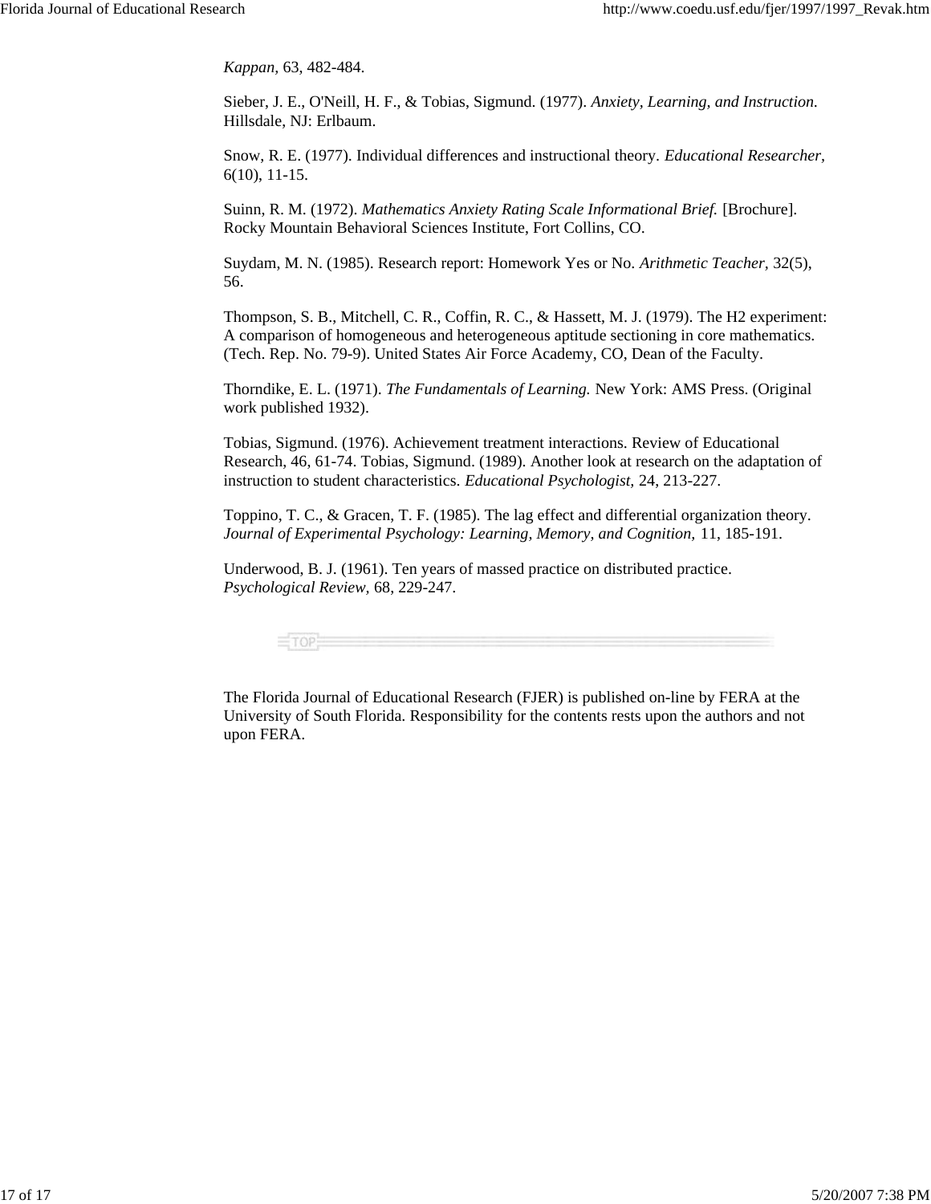*Kappan,* 63, 482-484.

Sieber, J. E., O'Neill, H. F., & Tobias, Sigmund. (1977). *Anxiety, Learning, and Instruction.* Hillsdale, NJ: Erlbaum.

Snow, R. E. (1977). Individual differences and instructional theory. *Educational Researcher,* 6(10), 11-15.

Suinn, R. M. (1972). *Mathematics Anxiety Rating Scale Informational Brief.* [Brochure]. Rocky Mountain Behavioral Sciences Institute, Fort Collins, CO.

Suydam, M. N. (1985). Research report: Homework Yes or No. *Arithmetic Teacher,* 32(5), 56.

Thompson, S. B., Mitchell, C. R., Coffin, R. C., & Hassett, M. J. (1979). The H2 experiment: A comparison of homogeneous and heterogeneous aptitude sectioning in core mathematics. (Tech. Rep. No. 79-9). United States Air Force Academy, CO, Dean of the Faculty.

Thorndike, E. L. (1971). *The Fundamentals of Learning.* New York: AMS Press. (Original work published 1932).

Tobias, Sigmund. (1976). Achievement treatment interactions. Review of Educational Research, 46, 61-74. Tobias, Sigmund. (1989). Another look at research on the adaptation of instruction to student characteristics. *Educational Psychologist,* 24, 213-227.

Toppino, T. C., & Gracen, T. F. (1985). The lag effect and differential organization theory. *Journal of Experimental Psychology: Learning, Memory, and Cognition,* 11, 185-191.

Underwood, B. J. (1961). Ten years of massed practice on distributed practice. *Psychological Review,* 68, 229-247.

The Florida Journal of Educational Research (FJER) is published on-line by FERA at the University of South Florida. Responsibility for the contents rests upon the authors and not upon FERA.